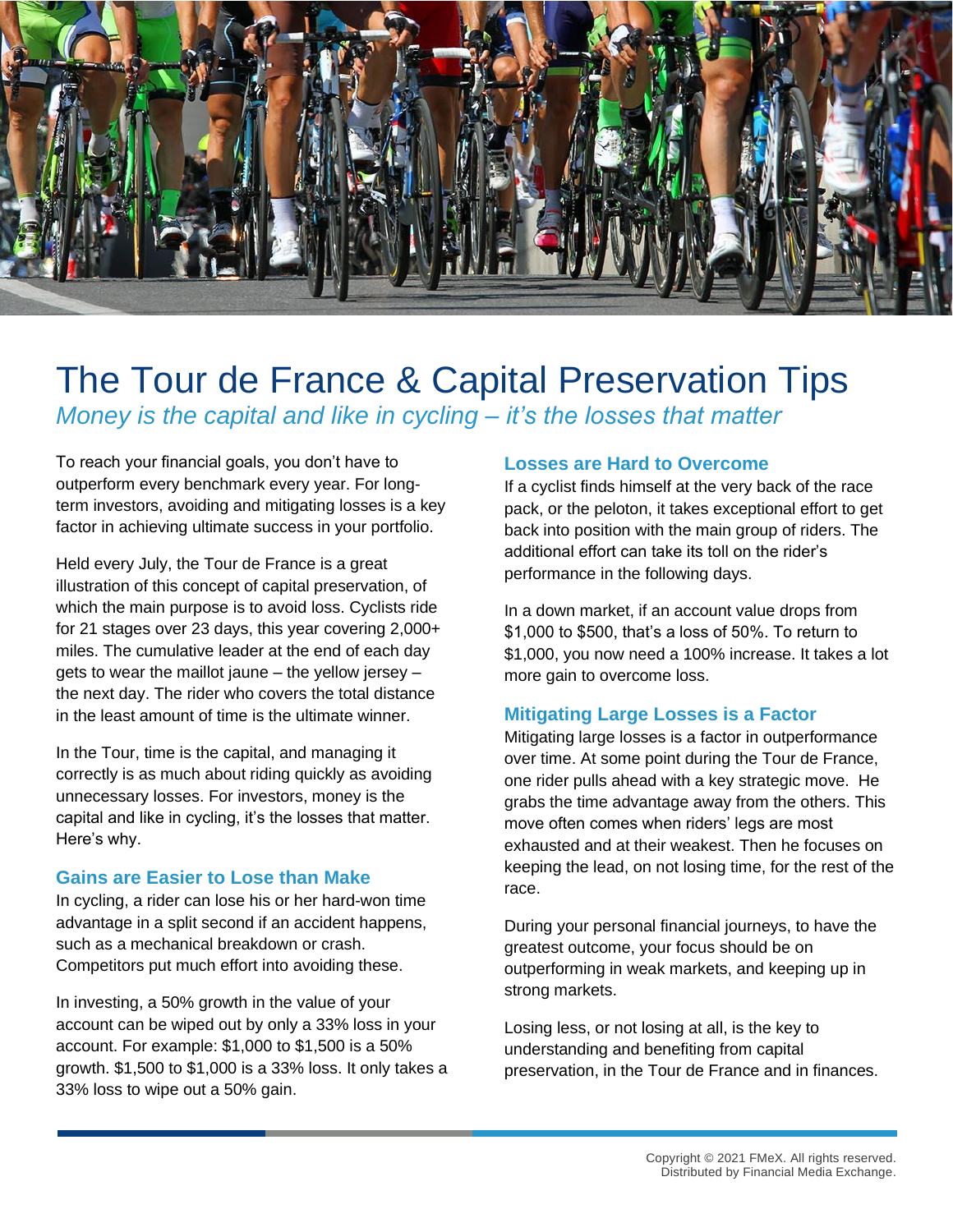# The Tour de France & Capital Preservation Tips

*Money is the capital and like in cycling – it's the losses that matter*

To reach your financial goals, you don't have to outperform every benchmark every year. For long-term investors, avoiding and mitigating losses is a key factor in achieving ultimate success in your portfolio.

Held every July, the Tour de France is a great illustration of this concept of capital preservation, of which the main purpose is to avoid loss. Cyclists ride for 21 stages over 23 days, this year covering 2,000+ miles. The cumulative leader at the end of each day gets to wear the maillot jaune – the yellow jersey – the next day. The rider who covers the total distance in the least amount of time is the ultimate winner.

In the Tour, time is the capital, and managing it correctly is as much about riding quickly as avoiding unnecessary losses. For investors, money is the capital and like in cycling, it's the losses that matter. Here's why.

## Gains are Easier to Lose than Make

In cycling, a rider can lose his or her hard-won time advantage in a split second if an accident happens, such as a mechanical breakdown or crash. Competitors put much effort into avoiding these.

In investing, a 50% growth in the value of your account can be wiped out by only a 33% loss in your account. For example: $1,000 to $1,500 is a 50% growth. $1,500 to $1,000 is a 33% loss. It only takes a 33% loss to wipe out a 50% gain.

## Losses are Hard to Overcome

If a cyclist finds himself at the very back of the race pack, or the peloton, it takes exceptional effort to get back into position with the main group of riders. The additional effort can take its toll on the rider's performance in the following days.

In a down market, if an account value drops from $1,000 to $500, that's a loss of 50%. To return to $1,000, you now need a 100% increase. It takes a lot more gain to overcome loss.

## Mitigating Large Losses is a Factor

Mitigating large losses is a factor in outperformance over time. At some point during the Tour de France, one rider pulls ahead with a key strategic move. He grabs the time advantage away from the others. This move often comes when riders' legs are most exhausted and at their weakest. Then he focuses on keeping the lead, on not losing time, for the rest of the race.

During your personal financial journeys, to have the greatest outcome, your focus should be on outperforming in weak markets, and keeping up in strong markets.

Losing less, or not losing at all, is the key to understanding and benefiting from capital preservation, in the Tour de France and in finances.

Copyright © 2021 FMeX. All rights reserved.
Distributed by Financial Media Exchange.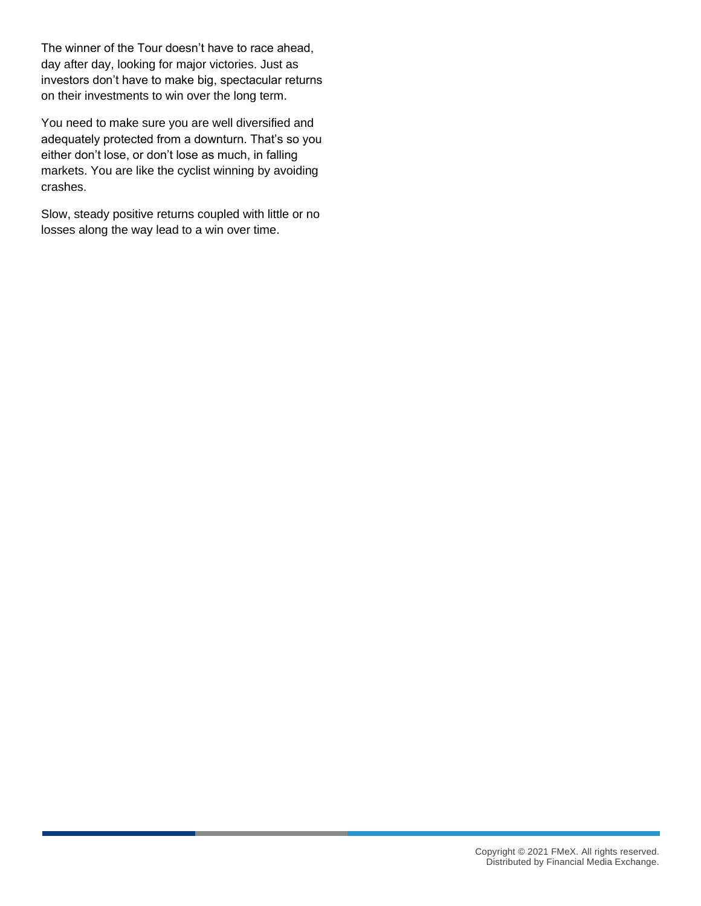The winner of the Tour doesn't have to race ahead, day after day, looking for major victories. Just as investors don't have to make big, spectacular returns on their investments to win over the long term.

You need to make sure you are well diversified and adequately protected from a downturn. That's so you either don't lose, or don't lose as much, in falling markets. You are like the cyclist winning by avoiding crashes.

Slow, steady positive returns coupled with little or no losses along the way lead to a win over time.

Copyright © 2021 FMeX. All rights reserved.
Distributed by Financial Media Exchange.